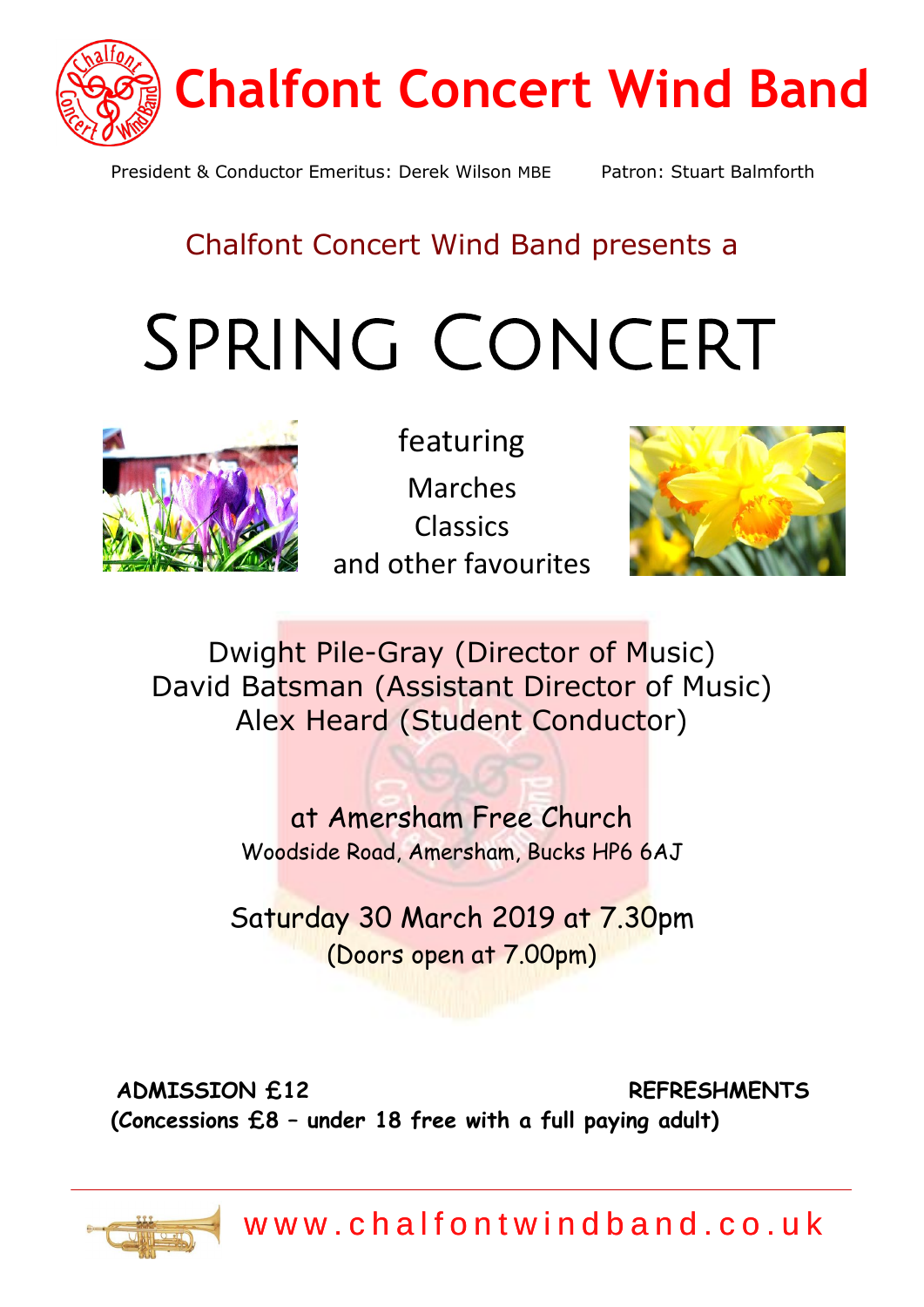# Chalfont Concert Wind Band

President & Conductor Emeritus: Derek Wilson MBE    Patron: Stuart Balmforth

Chalfont Concert Wind Band presents a

# SPRING CONCERT

featuring

Marches
Classics
and other favourites

Dwight Pile-Gray (Director of Music)
David Batsman (Assistant Director of Music)
Alex Heard (Student Conductor)

at Amersham Free Church
Woodside Road, Amersham, Bucks HP6 6AJ

Saturday 30 March 2019 at 7.30pm
(Doors open at 7.00pm)

**ADMISSION £12**    **REFRESHMENTS**
**(Concessions £8 – under 18 free with a full paying adult)**

www.chalfontwindband.co.uk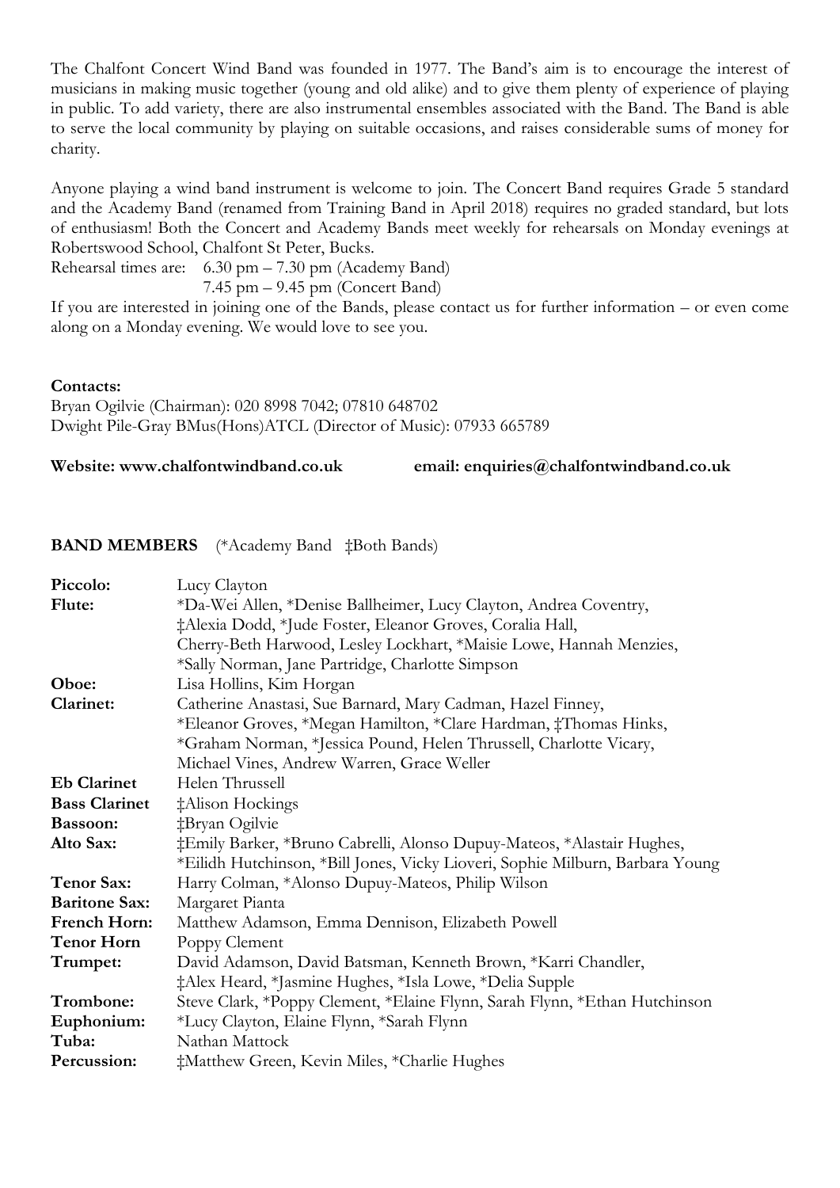The Chalfont Concert Wind Band was founded in 1977. The Band's aim is to encourage the interest of musicians in making music together (young and old alike) and to give them plenty of experience of playing in public. To add variety, there are also instrumental ensembles associated with the Band. The Band is able to serve the local community by playing on suitable occasions, and raises considerable sums of money for charity.

Anyone playing a wind band instrument is welcome to join. The Concert Band requires Grade 5 standard and the Academy Band (renamed from Training Band in April 2018) requires no graded standard, but lots of enthusiasm! Both the Concert and Academy Bands meet weekly for rehearsals on Monday evenings at Robertswood School, Chalfont St Peter, Bucks.

Rehearsal times are: 6.30 pm – 7.30 pm (Academy Band)
7.45 pm – 9.45 pm (Concert Band)

If you are interested in joining one of the Bands, please contact us for further information – or even come along on a Monday evening. We would love to see you.

**Contacts:**
Bryan Ogilvie (Chairman): 020 8998 7042; 07810 648702
Dwight Pile-Gray BMus(Hons)ATCL (Director of Music): 07933 665789

**Website: www.chalfontwindband.co.uk** **email: enquiries@chalfontwindband.co.uk**

**BAND MEMBERS** (*Academy Band ‡Both Bands)

| | |
|---|---|
| **Piccolo:** | Lucy Clayton |
| **Flute:** | *Da-Wei Allen, *Denise Ballheimer, Lucy Clayton, Andrea Coventry, ‡Alexia Dodd, *Jude Foster, Eleanor Groves, Coralia Hall, Cherry-Beth Harwood, Lesley Lockhart, *Maisie Lowe, Hannah Menzies, *Sally Norman, Jane Partridge, Charlotte Simpson |
| **Oboe:** | Lisa Hollins, Kim Horgan |
| **Clarinet:** | Catherine Anastasi, Sue Barnard, Mary Cadman, Hazel Finney, *Eleanor Groves, *Megan Hamilton, *Clare Hardman, ‡Thomas Hinks, *Graham Norman, *Jessica Pound, Helen Thrussell, Charlotte Vicary, Michael Vines, Andrew Warren, Grace Weller |
| **Eb Clarinet** | Helen Thrussell |
| **Bass Clarinet** | ‡Alison Hockings |
| **Bassoon:** | ‡Bryan Ogilvie |
| **Alto Sax:** | ‡Emily Barker, *Bruno Cabrelli, Alonso Dupuy-Mateos, *Alastair Hughes, *Eilidh Hutchinson, *Bill Jones, Vicky Lioveri, Sophie Milburn, Barbara Young |
| **Tenor Sax:** | Harry Colman, *Alonso Dupuy-Mateos, Philip Wilson |
| **Baritone Sax:** | Margaret Pianta |
| **French Horn:** | Matthew Adamson, Emma Dennison, Elizabeth Powell |
| **Tenor Horn** | Poppy Clement |
| **Trumpet:** | David Adamson, David Batsman, Kenneth Brown, *Karri Chandler, ‡Alex Heard, *Jasmine Hughes, *Isla Lowe, *Delia Supple |
| **Trombone:** | Steve Clark, *Poppy Clement, *Elaine Flynn, Sarah Flynn, *Ethan Hutchinson |
| **Euphonium:** | *Lucy Clayton, Elaine Flynn, *Sarah Flynn |
| **Tuba:** | Nathan Mattock |
| **Percussion:** | ‡Matthew Green, Kevin Miles, *Charlie Hughes |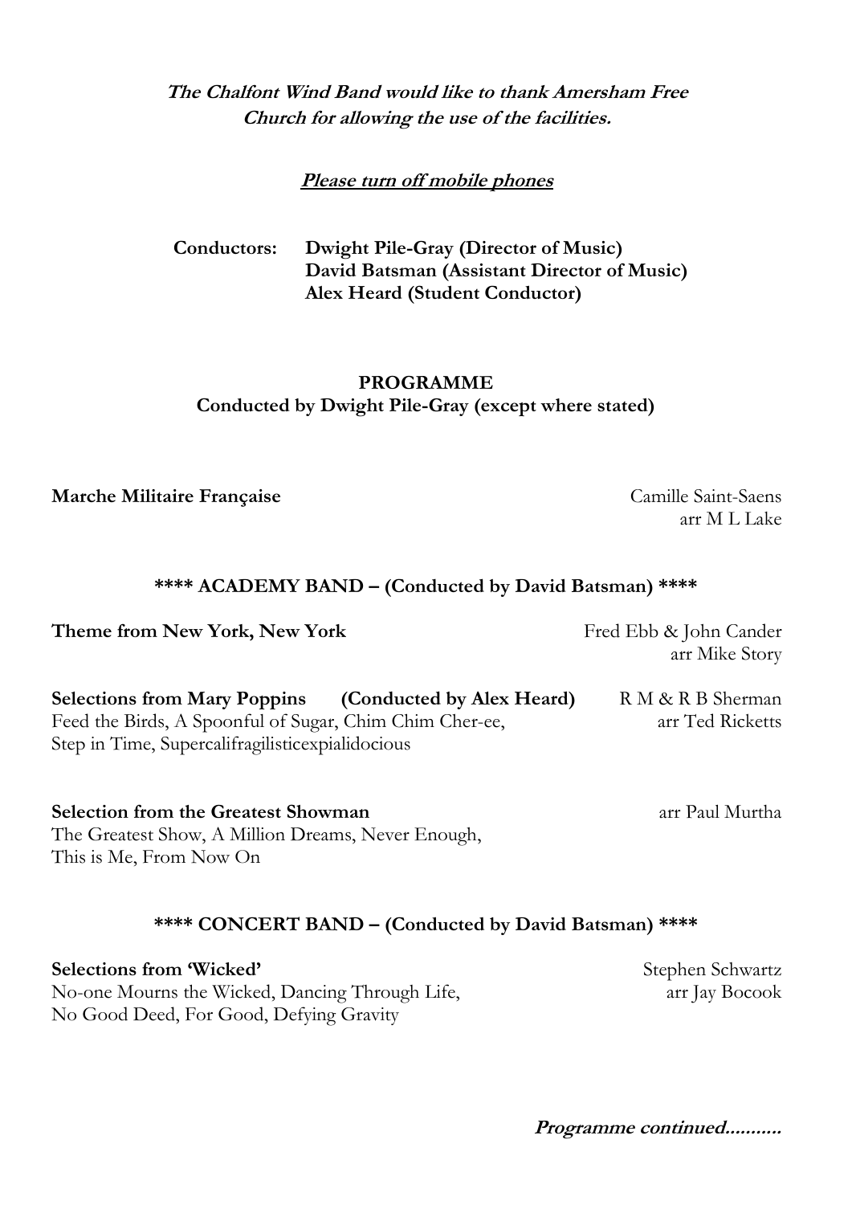***The Chalfont Wind Band would like to thank Amersham Free Church for allowing the use of the facilities.***

***Please turn off mobile phones***

**Conductors:** **Dwight Pile-Gray (Director of Music)**
**David Batsman (Assistant Director of Music)**
**Alex Heard (Student Conductor)**

## PROGRAMME

**Conducted by Dwight Pile-Gray (except where stated)**

**Marche Militaire Française** — Camille Saint-Saens, arr M L Lake

**\*\*\*\* ACADEMY BAND – (Conducted by David Batsman) \*\*\*\***

**Theme from New York, New York** — Fred Ebb & John Cander, arr Mike Story

**Selections from Mary Poppins (Conducted by Alex Heard)** — R M & R B Sherman, arr Ted Ricketts
Feed the Birds, A Spoonful of Sugar, Chim Chim Cher-ee, Step in Time, Supercalifragilisticexpialidocious

**Selection from the Greatest Showman** — arr Paul Murtha
The Greatest Show, A Million Dreams, Never Enough, This is Me, From Now On

**\*\*\*\* CONCERT BAND – (Conducted by David Batsman) \*\*\*\***

**Selections from 'Wicked'** — Stephen Schwartz, arr Jay Bocook
No-one Mourns the Wicked, Dancing Through Life, No Good Deed, For Good, Defying Gravity

***Programme continued..........***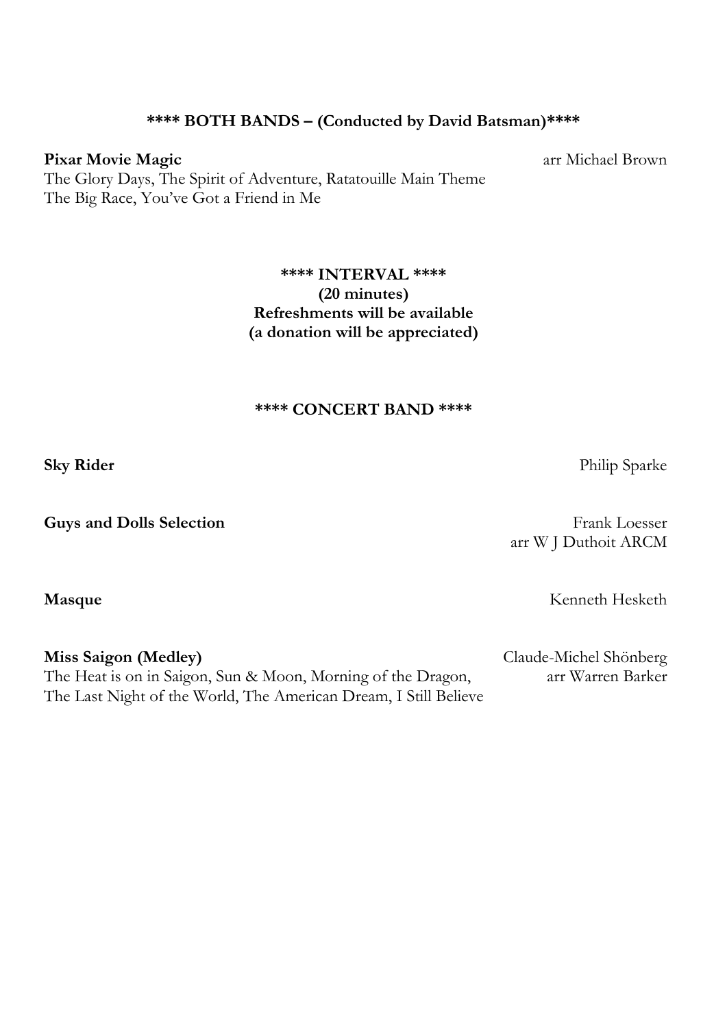**\*\*\*\* BOTH BANDS – (Conducted by David Batsman)\*\*\*\***

**Pixar Movie Magic** — arr Michael Brown
The Glory Days, The Spirit of Adventure, Ratatouille Main Theme
The Big Race, You've Got a Friend in Me

**\*\*\*\* INTERVAL \*\*\*\***
**(20 minutes)**
**Refreshments will be available**
**(a donation will be appreciated)**

**\*\*\*\* CONCERT BAND \*\*\*\***

**Sky Rider** — Philip Sparke

**Guys and Dolls Selection** — Frank Loesser
arr W J Duthoit ARCM

**Masque** — Kenneth Hesketh

**Miss Saigon (Medley)** — Claude-Michel Shönberg
arr Warren Barker
The Heat is on in Saigon, Sun & Moon, Morning of the Dragon,
The Last Night of the World, The American Dream, I Still Believe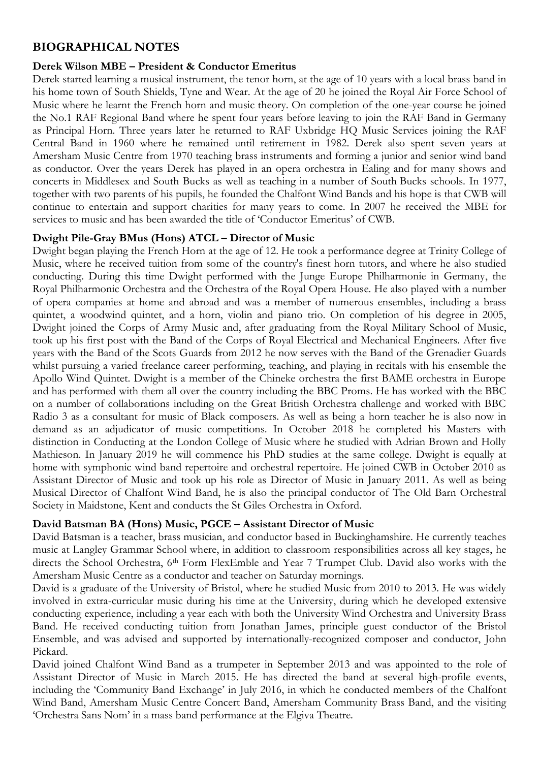## BIOGRAPHICAL NOTES

### Derek Wilson MBE – President & Conductor Emeritus

Derek started learning a musical instrument, the tenor horn, at the age of 10 years with a local brass band in his home town of South Shields, Tyne and Wear. At the age of 20 he joined the Royal Air Force School of Music where he learnt the French horn and music theory. On completion of the one-year course he joined the No.1 RAF Regional Band where he spent four years before leaving to join the RAF Band in Germany as Principal Horn. Three years later he returned to RAF Uxbridge HQ Music Services joining the RAF Central Band in 1960 where he remained until retirement in 1982. Derek also spent seven years at Amersham Music Centre from 1970 teaching brass instruments and forming a junior and senior wind band as conductor. Over the years Derek has played in an opera orchestra in Ealing and for many shows and concerts in Middlesex and South Bucks as well as teaching in a number of South Bucks schools. In 1977, together with two parents of his pupils, he founded the Chalfont Wind Bands and his hope is that CWB will continue to entertain and support charities for many years to come. In 2007 he received the MBE for services to music and has been awarded the title of 'Conductor Emeritus' of CWB.

### Dwight Pile-Gray BMus (Hons) ATCL – Director of Music

Dwight began playing the French Horn at the age of 12. He took a performance degree at Trinity College of Music, where he received tuition from some of the country's finest horn tutors, and where he also studied conducting. During this time Dwight performed with the Junge Europe Philharmonie in Germany, the Royal Philharmonic Orchestra and the Orchestra of the Royal Opera House. He also played with a number of opera companies at home and abroad and was a member of numerous ensembles, including a brass quintet, a woodwind quintet, and a horn, violin and piano trio. On completion of his degree in 2005, Dwight joined the Corps of Army Music and, after graduating from the Royal Military School of Music, took up his first post with the Band of the Corps of Royal Electrical and Mechanical Engineers. After five years with the Band of the Scots Guards from 2012 he now serves with the Band of the Grenadier Guards whilst pursuing a varied freelance career performing, teaching, and playing in recitals with his ensemble the Apollo Wind Quintet. Dwight is a member of the Chineke orchestra the first BAME orchestra in Europe and has performed with them all over the country including the BBC Proms. He has worked with the BBC on a number of collaborations including on the Great British Orchestra challenge and worked with BBC Radio 3 as a consultant for music of Black composers. As well as being a horn teacher he is also now in demand as an adjudicator of music competitions. In October 2018 he completed his Masters with distinction in Conducting at the London College of Music where he studied with Adrian Brown and Holly Mathieson. In January 2019 he will commence his PhD studies at the same college. Dwight is equally at home with symphonic wind band repertoire and orchestral repertoire. He joined CWB in October 2010 as Assistant Director of Music and took up his role as Director of Music in January 2011. As well as being Musical Director of Chalfont Wind Band, he is also the principal conductor of The Old Barn Orchestral Society in Maidstone, Kent and conducts the St Giles Orchestra in Oxford.

### David Batsman BA (Hons) Music, PGCE – Assistant Director of Music

David Batsman is a teacher, brass musician, and conductor based in Buckinghamshire. He currently teaches music at Langley Grammar School where, in addition to classroom responsibilities across all key stages, he directs the School Orchestra, 6th Form FlexEmble and Year 7 Trumpet Club. David also works with the Amersham Music Centre as a conductor and teacher on Saturday mornings.

David is a graduate of the University of Bristol, where he studied Music from 2010 to 2013. He was widely involved in extra-curricular music during his time at the University, during which he developed extensive conducting experience, including a year each with both the University Wind Orchestra and University Brass Band. He received conducting tuition from Jonathan James, principle guest conductor of the Bristol Ensemble, and was advised and supported by internationally-recognized composer and conductor, John Pickard.

David joined Chalfont Wind Band as a trumpeter in September 2013 and was appointed to the role of Assistant Director of Music in March 2015. He has directed the band at several high-profile events, including the 'Community Band Exchange' in July 2016, in which he conducted members of the Chalfont Wind Band, Amersham Music Centre Concert Band, Amersham Community Brass Band, and the visiting 'Orchestra Sans Nom' in a mass band performance at the Elgiva Theatre.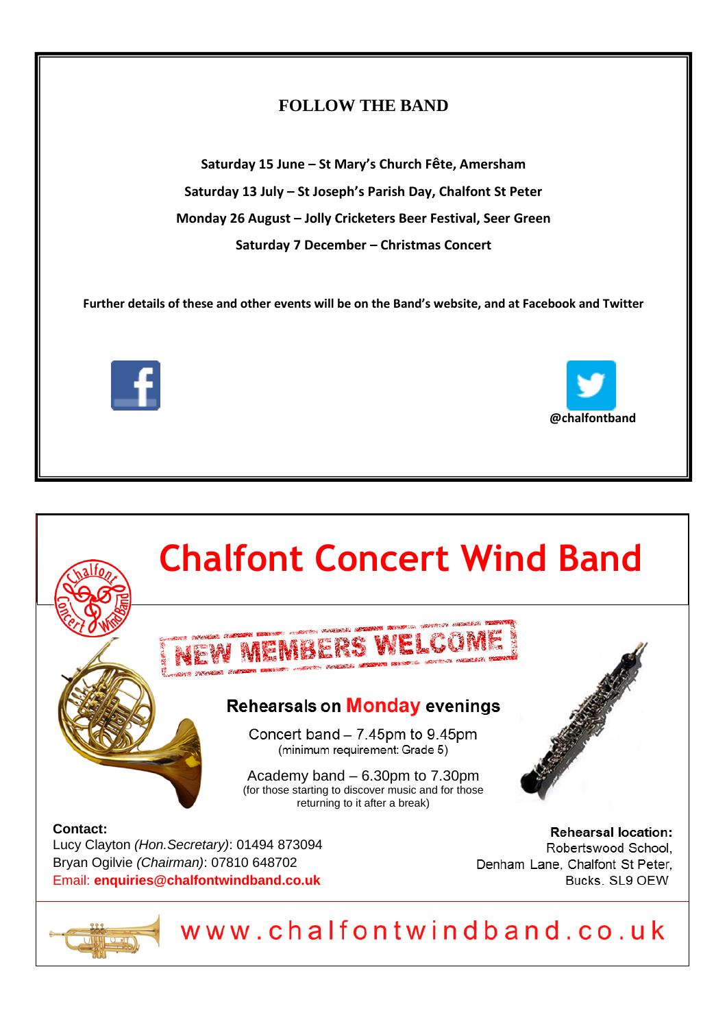## FOLLOW THE BAND

**Saturday 15 June – St Mary's Church Fête, Amersham**

**Saturday 13 July – St Joseph's Parish Day, Chalfont St Peter**

**Monday 26 August – Jolly Cricketers Beer Festival, Seer Green**

**Saturday 7 December – Christmas Concert**

**Further details of these and other events will be on the Band's website, and at Facebook and Twitter**

**@chalfontband**

# Chalfont Concert Wind Band

**NEW MEMBERS WELCOME**

### Rehearsals on Monday evenings

Concert band – 7.45pm to 9.45pm
(minimum requirement: Grade 5)

Academy band – 6.30pm to 7.30pm
(for those starting to discover music and for those returning to it after a break)

**Contact:**
Lucy Clayton *(Hon.Secretary)*: 01494 873094
Bryan Ogilvie *(Chairman)*: 07810 648702
Email: **enquiries@chalfontwindband.co.uk**

**Rehearsal location:**
Robertswood School,
Denham Lane, Chalfont St Peter,
Bucks. SL9 OEW

www.chalfontwindband.co.uk